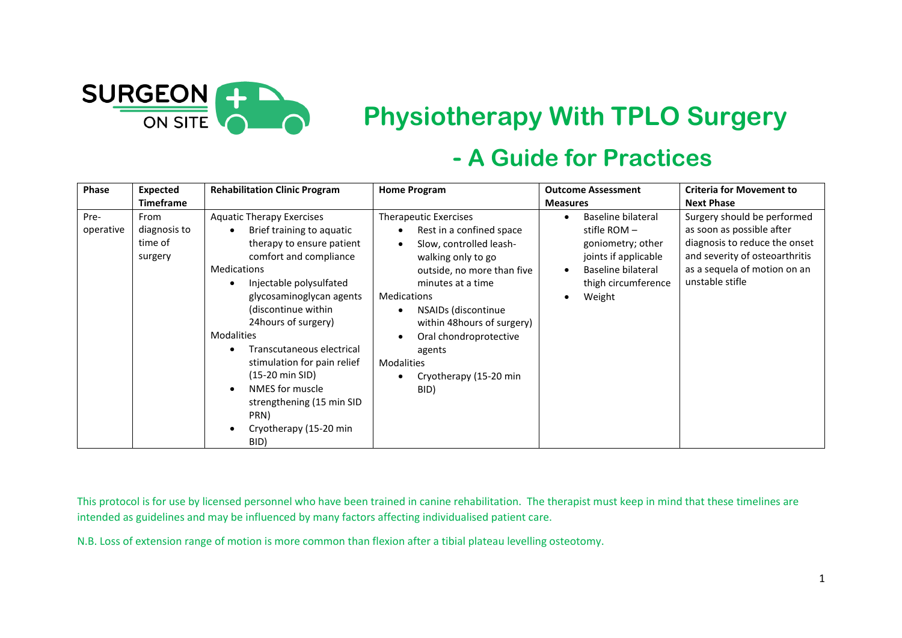SURGEON ON SITE

# Physiotherapy With TPLO Surgery

## - A Guide for Practices

| Phase | Expected Timeframe | Rehabilitation Clinic Program | Home Program | Outcome Assessment Measures | Criteria for Movement to Next Phase |
|---|---|---|---|---|---|
| Pre-operative | From diagnosis to time of surgery | Aquatic Therapy Exercises<br>• Brief training to aquatic therapy to ensure patient comfort and compliance<br>Medications<br>• Injectable polysulfated glycosaminoglycan agents (discontinue within 24hours of surgery)<br>Modalities<br>• Transcutaneous electrical stimulation for pain relief (15-20 min SID)<br>• NMES for muscle strengthening (15 min SID PRN)<br>• Cryotherapy (15-20 min BID) | Therapeutic Exercises<br>• Rest in a confined space<br>• Slow, controlled leash-walking only to go outside, no more than five minutes at a time<br>Medications<br>• NSAIDs (discontinue within 48hours of surgery)<br>• Oral chondroprotective agents<br>Modalities<br>• Cryotherapy (15-20 min BID) | • Baseline bilateral stifle ROM – goniometry; other joints if applicable<br>• Baseline bilateral thigh circumference<br>• Weight | Surgery should be performed as soon as possible after diagnosis to reduce the onset and severity of osteoarthritis as a sequela of motion on an unstable stifle |

This protocol is for use by licensed personnel who have been trained in canine rehabilitation. The therapist must keep in mind that these timelines are intended as guidelines and may be influenced by many factors affecting individualised patient care.

N.B. Loss of extension range of motion is more common than flexion after a tibial plateau levelling osteotomy.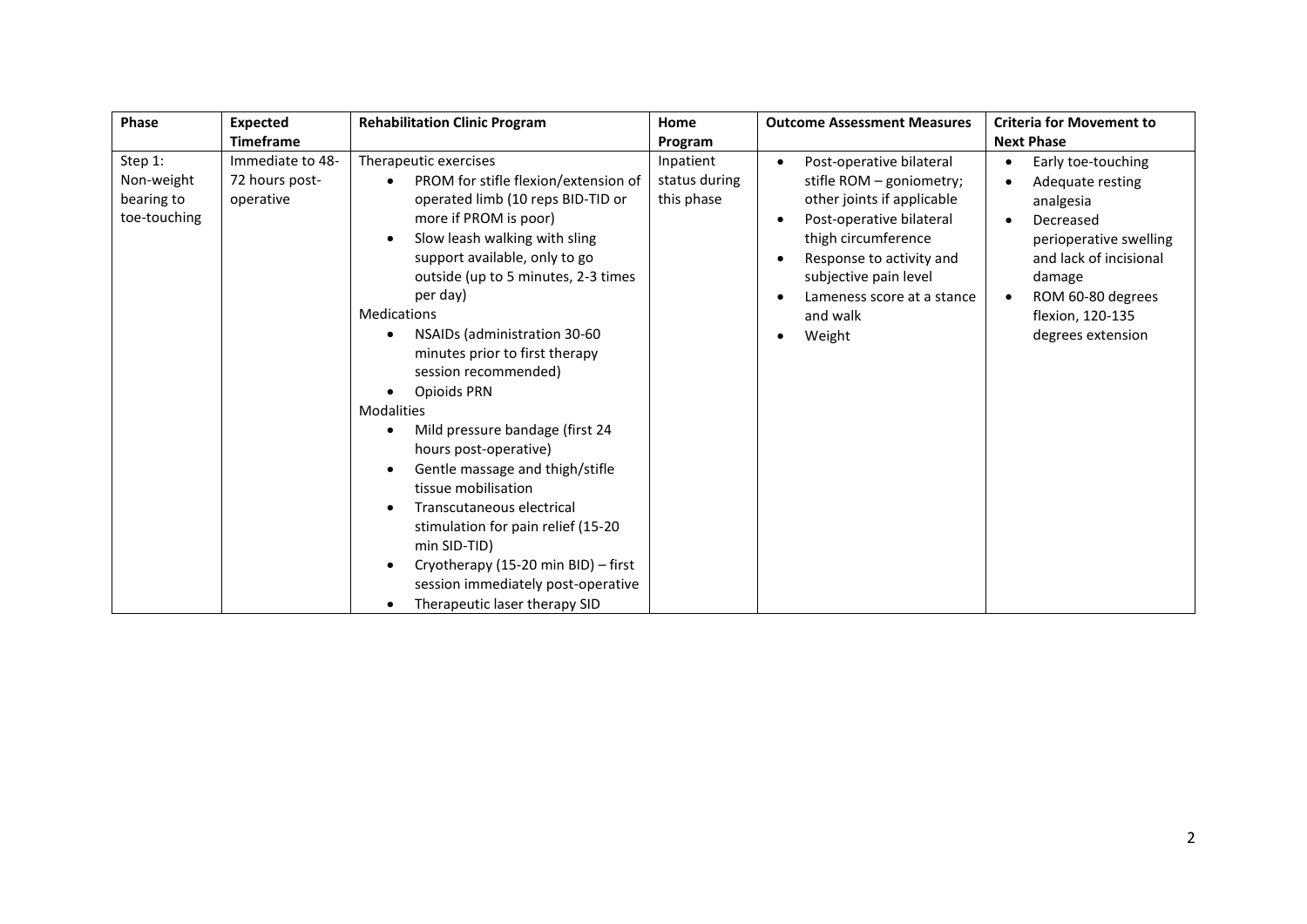| Phase | Expected Timeframe | Rehabilitation Clinic Program | Home Program | Outcome Assessment Measures | Criteria for Movement to Next Phase |
|---|---|---|---|---|---|
| Step 1: Non-weight bearing to toe-touching | Immediate to 48-72 hours post-operative | Therapeutic exercises<br>• PROM for stifle flexion/extension of operated limb (10 reps BID-TID or more if PROM is poor)<br>• Slow leash walking with sling support available, only to go outside (up to 5 minutes, 2-3 times per day)<br>Medications<br>• NSAIDs (administration 30-60 minutes prior to first therapy session recommended)<br>• Opioids PRN<br>Modalities<br>• Mild pressure bandage (first 24 hours post-operative)<br>• Gentle massage and thigh/stifle tissue mobilisation<br>• Transcutaneous electrical stimulation for pain relief (15-20 min SID-TID)<br>• Cryotherapy (15-20 min BID) – first session immediately post-operative<br>• Therapeutic laser therapy SID | Inpatient status during this phase | • Post-operative bilateral stifle ROM – goniometry; other joints if applicable<br>• Post-operative bilateral thigh circumference<br>• Response to activity and subjective pain level<br>• Lameness score at a stance and walk<br>• Weight | • Early toe-touching<br>• Adequate resting analgesia<br>• Decreased perioperative swelling and lack of incisional damage<br>• ROM 60-80 degrees flexion, 120-135 degrees extension |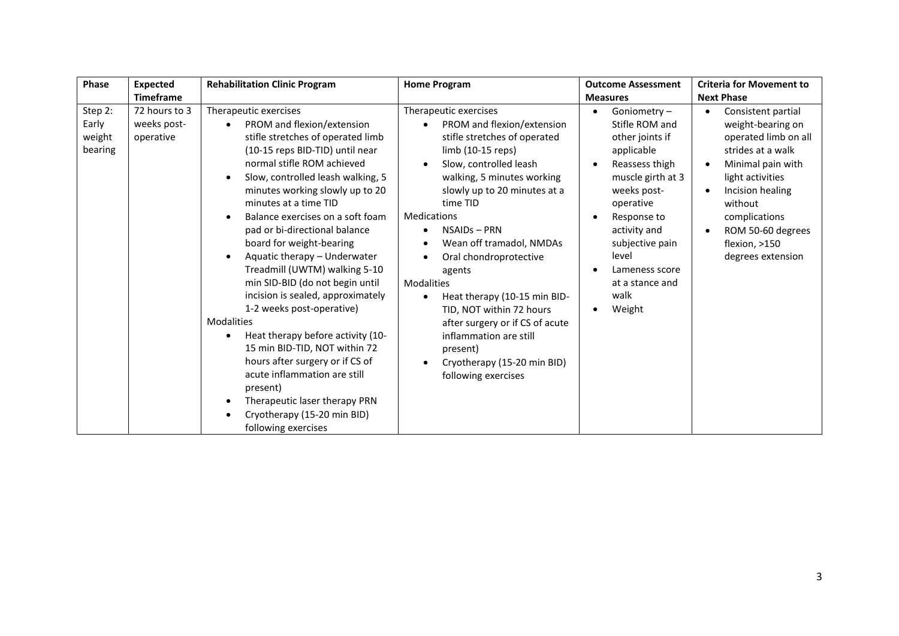| Phase | Expected Timeframe | Rehabilitation Clinic Program | Home Program | Outcome Assessment Measures | Criteria for Movement to Next Phase |
|---|---|---|---|---|---|
| Step 2: Early weight bearing | 72 hours to 3 weeks post-operative | Therapeutic exercises<br>• PROM and flexion/extension stifle stretches of operated limb (10-15 reps BID-TID) until near normal stifle ROM achieved<br>• Slow, controlled leash walking, 5 minutes working slowly up to 20 minutes at a time TID<br>• Balance exercises on a soft foam pad or bi-directional balance board for weight-bearing<br>• Aquatic therapy – Underwater Treadmill (UWTM) walking 5-10 min SID-BID (do not begin until incision is sealed, approximately 1-2 weeks post-operative)<br>Modalities<br>• Heat therapy before activity (10-15 min BID-TID, NOT within 72 hours after surgery or if CS of acute inflammation are still present)<br>• Therapeutic laser therapy PRN<br>• Cryotherapy (15-20 min BID) following exercises | Therapeutic exercises<br>• PROM and flexion/extension stifle stretches of operated limb (10-15 reps)<br>• Slow, controlled leash walking, 5 minutes working slowly up to 20 minutes at a time TID<br>Medications<br>• NSAIDs – PRN<br>• Wean off tramadol, NMDAs<br>• Oral chondroprotective agents<br>Modalities<br>• Heat therapy (10-15 min BID-TID, NOT within 72 hours after surgery or if CS of acute inflammation are still present)<br>• Cryotherapy (15-20 min BID) following exercises | • Goniometry – Stifle ROM and other joints if applicable<br>• Reassess thigh muscle girth at 3 weeks post-operative<br>• Response to activity and subjective pain level<br>• Lameness score at a stance and walk<br>• Weight | • Consistent partial weight-bearing on operated limb on all strides at a walk<br>• Minimal pain with light activities<br>• Incision healing without complications<br>• ROM 50-60 degrees flexion, >150 degrees extension |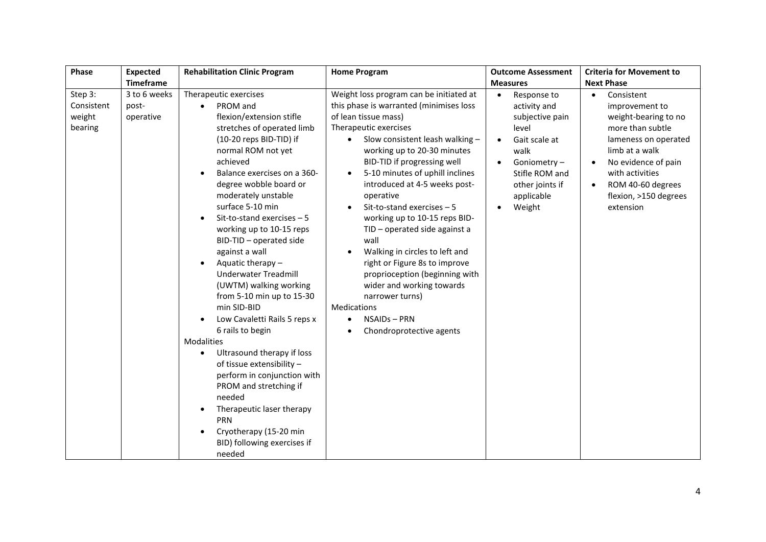| Phase | Expected Timeframe | Rehabilitation Clinic Program | Home Program | Outcome Assessment Measures | Criteria for Movement to Next Phase |
|---|---|---|---|---|---|
| Step 3: Consistent weight bearing | 3 to 6 weeks post-operative | Therapeutic exercises<br>• PROM and flexion/extension stifle stretches of operated limb (10-20 reps BID-TID) if normal ROM not yet achieved<br>• Balance exercises on a 360-degree wobble board or moderately unstable surface 5-10 min<br>• Sit-to-stand exercises – 5 working up to 10-15 reps BID-TID – operated side against a wall<br>• Aquatic therapy – Underwater Treadmill (UWTM) walking working from 5-10 min up to 15-30 min SID-BID<br>• Low Cavaletti Rails 5 reps x 6 rails to begin<br>Modalities<br>• Ultrasound therapy if loss of tissue extensibility – perform in conjunction with PROM and stretching if needed<br>• Therapeutic laser therapy PRN<br>• Cryotherapy (15-20 min BID) following exercises if needed | Weight loss program can be initiated at this phase is warranted (minimises loss of lean tissue mass)<br>Therapeutic exercises<br>• Slow consistent leash walking – working up to 20-30 minutes BID-TID if progressing well<br>• 5-10 minutes of uphill inclines introduced at 4-5 weeks post-operative<br>• Sit-to-stand exercises – 5 working up to 10-15 reps BID-TID – operated side against a wall<br>• Walking in circles to left and right or Figure 8s to improve proprioception (beginning with wider and working towards narrower turns)<br>Medications<br>• NSAIDs – PRN<br>• Chondroprotective agents | • Response to activity and subjective pain level<br>• Gait scale at walk<br>• Goniometry – Stifle ROM and other joints if applicable<br>• Weight | • Consistent improvement to weight-bearing to no more than subtle lameness on operated limb at a walk<br>• No evidence of pain with activities<br>• ROM 40-60 degrees flexion, >150 degrees extension |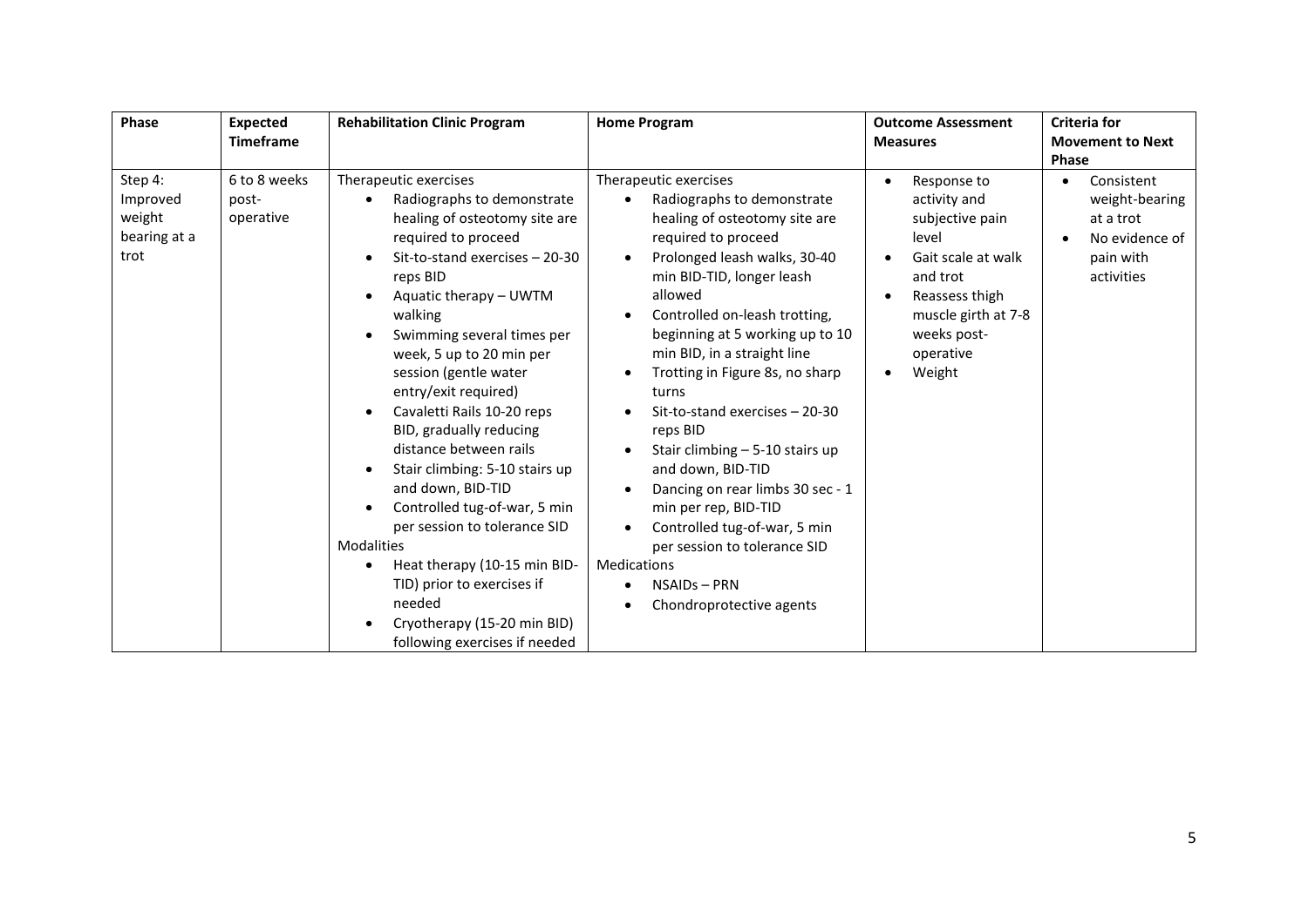| Phase | Expected Timeframe | Rehabilitation Clinic Program | Home Program | Outcome Assessment Measures | Criteria for Movement to Next Phase |
|---|---|---|---|---|---|
| Step 4: Improved weight bearing at a trot | 6 to 8 weeks post-operative | Therapeutic exercises<br>• Radiographs to demonstrate healing of osteotomy site are required to proceed<br>• Sit-to-stand exercises – 20-30 reps BID<br>• Aquatic therapy – UWTM walking<br>• Swimming several times per week, 5 up to 20 min per session (gentle water entry/exit required)<br>• Cavaletti Rails 10-20 reps BID, gradually reducing distance between rails<br>• Stair climbing: 5-10 stairs up and down, BID-TID<br>• Controlled tug-of-war, 5 min per session to tolerance SID<br>Modalities<br>• Heat therapy (10-15 min BID-TID) prior to exercises if needed<br>• Cryotherapy (15-20 min BID) following exercises if needed | Therapeutic exercises<br>• Radiographs to demonstrate healing of osteotomy site are required to proceed<br>• Prolonged leash walks, 30-40 min BID-TID, longer leash allowed<br>• Controlled on-leash trotting, beginning at 5 working up to 10 min BID, in a straight line<br>• Trotting in Figure 8s, no sharp turns<br>• Sit-to-stand exercises – 20-30 reps BID<br>• Stair climbing – 5-10 stairs up and down, BID-TID<br>• Dancing on rear limbs 30 sec - 1 min per rep, BID-TID<br>• Controlled tug-of-war, 5 min per session to tolerance SID<br>Medications<br>• NSAIDs – PRN<br>• Chondroprotective agents | • Response to activity and subjective pain level<br>• Gait scale at walk and trot<br>• Reassess thigh muscle girth at 7-8 weeks post-operative<br>• Weight | • Consistent weight-bearing at a trot<br>• No evidence of pain with activities |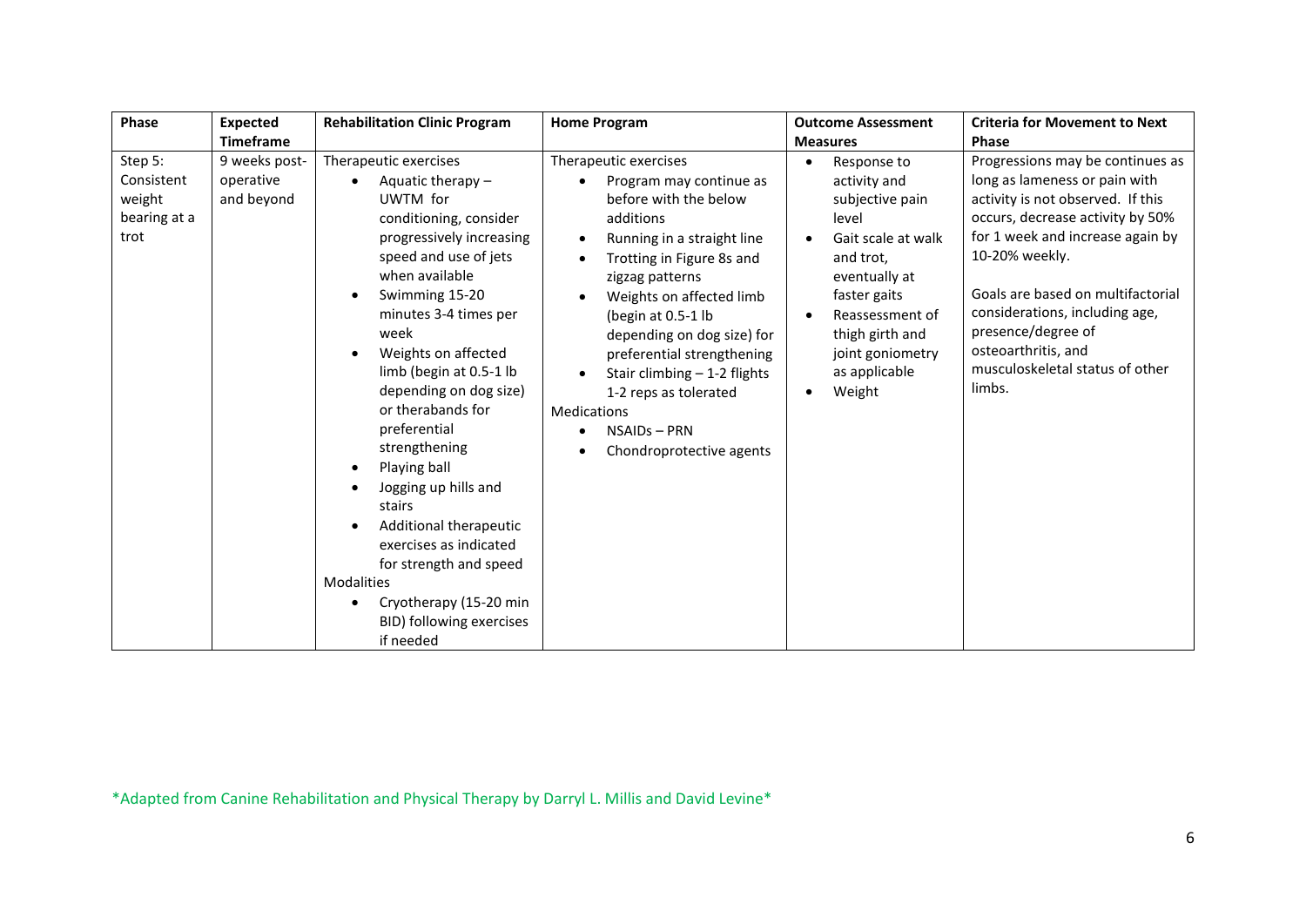| Phase | Expected Timeframe | Rehabilitation Clinic Program | Home Program | Outcome Assessment Measures | Criteria for Movement to Next Phase |
|---|---|---|---|---|---|
| Step 5: Consistent weight bearing at a trot | 9 weeks post-operative and beyond | Therapeutic exercises<br>• Aquatic therapy – UWTM for conditioning, consider progressively increasing speed and use of jets when available<br>• Swimming 15-20 minutes 3-4 times per week<br>• Weights on affected limb (begin at 0.5-1 lb depending on dog size) or therabands for preferential strengthening<br>• Playing ball<br>• Jogging up hills and stairs<br>• Additional therapeutic exercises as indicated for strength and speed<br>Modalities<br>• Cryotherapy (15-20 min BID) following exercises if needed | Therapeutic exercises<br>• Program may continue as before with the below additions<br>• Running in a straight line<br>• Trotting in Figure 8s and zigzag patterns<br>• Weights on affected limb (begin at 0.5-1 lb depending on dog size) for preferential strengthening<br>• Stair climbing – 1-2 flights 1-2 reps as tolerated<br>Medications<br>• NSAIDs – PRN<br>• Chondroprotective agents | • Response to activity and subjective pain level<br>• Gait scale at walk and trot, eventually at faster gaits<br>• Reassessment of thigh girth and joint goniometry as applicable<br>• Weight | Progressions may be continues as long as lameness or pain with activity is not observed. If this occurs, decrease activity by 50% for 1 week and increase again by 10-20% weekly.<br><br>Goals are based on multifactorial considerations, including age, presence/degree of osteoarthritis, and musculoskeletal status of other limbs. |

*Adapted from Canine Rehabilitation and Physical Therapy by Darryl L. Millis and David Levine*